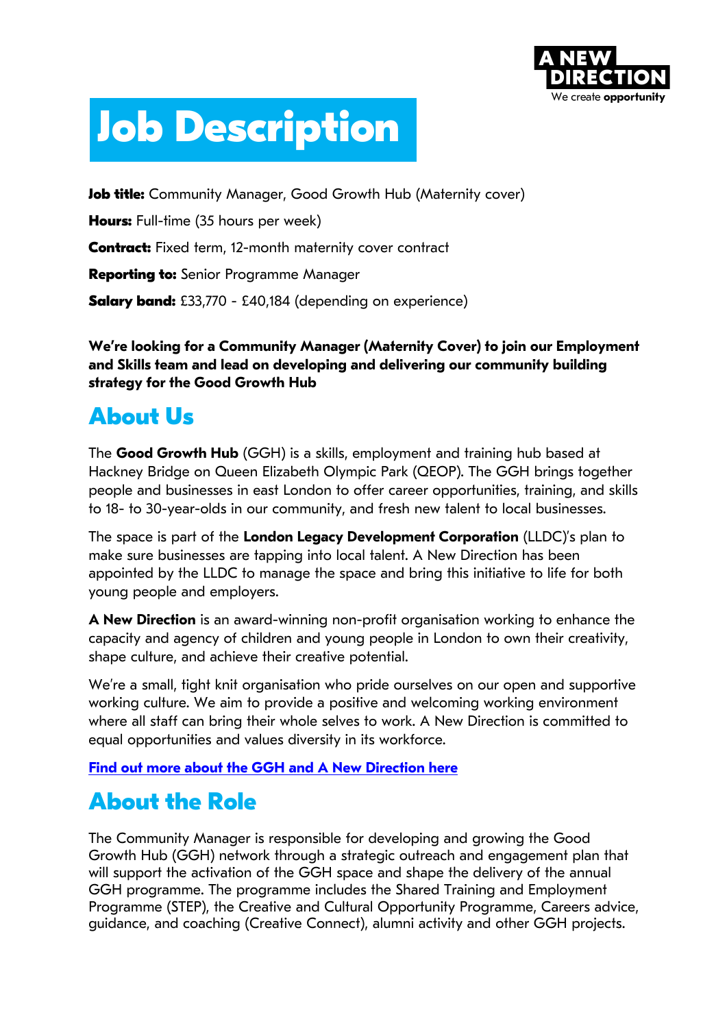# Job Description

**Job title:** Community Manager, Good Growth Hub (Maternity cover)

**Hours:** Full-time (35 hours per week)

**Contract:** Fixed term, 12-month maternity cover contract

**Reporting to:** Senior Programme Manager

**Salary band:** £33,770 - £40,184 (depending on experience)

**We're looking for a Community Manager (Maternity Cover) to join our Employment and Skills team and lead on developing and delivering our community building strategy for the Good Growth Hub**

## About Us

The **Good Growth Hub** (GGH) is a skills, employment and training hub based at Hackney Bridge on Queen Elizabeth Olympic Park (QEOP). The GGH brings together people and businesses in east London to offer career opportunities, training, and skills to 18- to 30-year-olds in our community, and fresh new talent to local businesses.

The space is part of the **London Legacy Development Corporation** (LLDC)'s plan to make sure businesses are tapping into local talent. A New Direction has been appointed by the LLDC to manage the space and bring this initiative to life for both young people and employers.

**A New Direction** is an award-winning non-profit organisation working to enhance the capacity and agency of children and young people in London to own their creativity, shape culture, and achieve their creative potential.

We're a small, tight knit organisation who pride ourselves on our open and supportive working culture. We aim to provide a positive and welcoming working environment where all staff can bring their whole selves to work. A New Direction is committed to equal opportunities and values diversity in its workforce.

**Find out more about the GGH and A New Direction here**

## About the Role

The Community Manager is responsible for developing and growing the Good Growth Hub (GGH) network through a strategic outreach and engagement plan that will support the activation of the GGH space and shape the delivery of the annual GGH programme. The programme includes the Shared Training and Employment Programme (STEP), the Creative and Cultural Opportunity Programme, Careers advice, guidance, and coaching (Creative Connect), alumni activity and other GGH projects.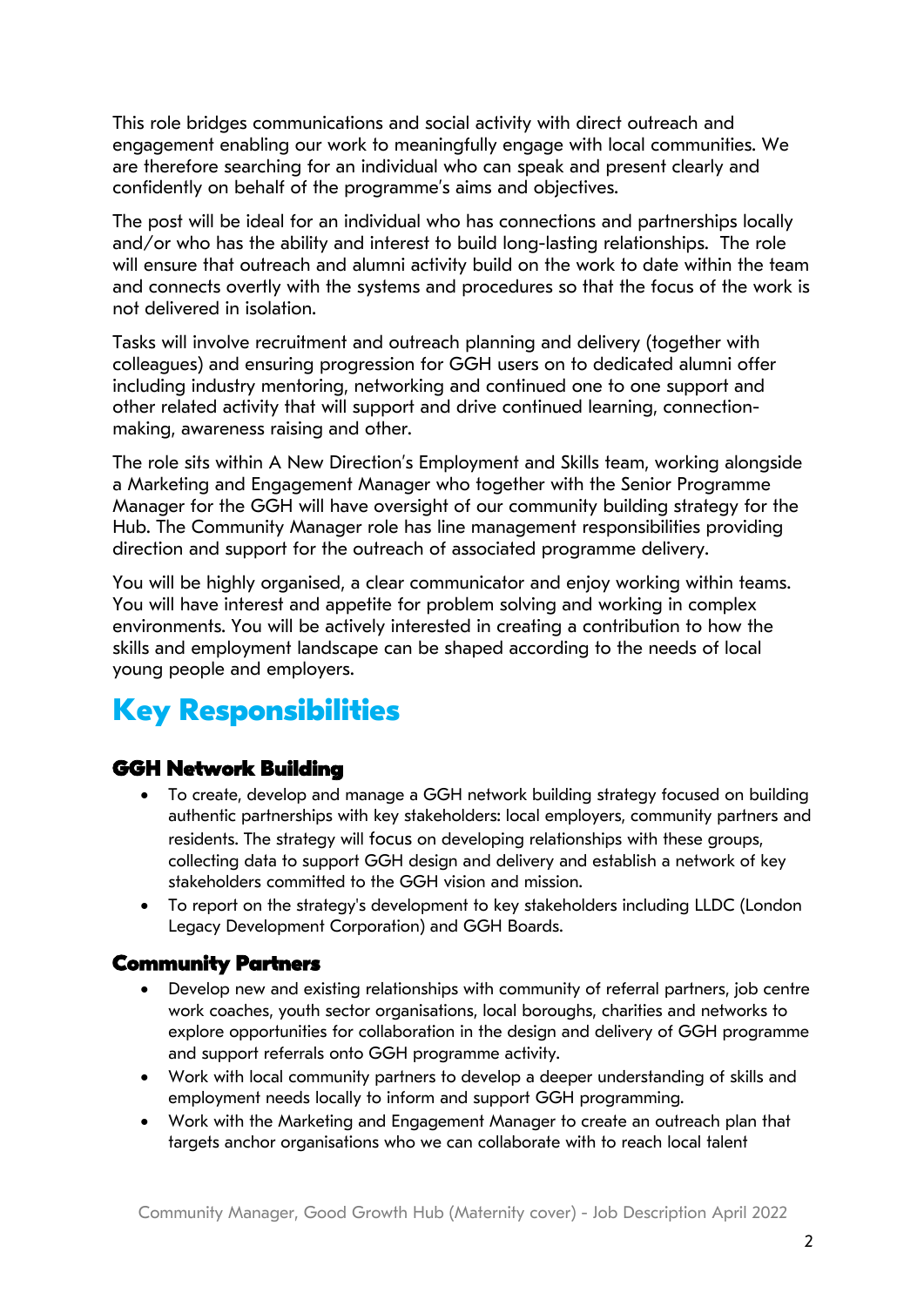This role bridges communications and social activity with direct outreach and engagement enabling our work to meaningfully engage with local communities. We are therefore searching for an individual who can speak and present clearly and confidently on behalf of the programme's aims and objectives.

The post will be ideal for an individual who has connections and partnerships locally and/or who has the ability and interest to build long-lasting relationships. The role will ensure that outreach and alumni activity build on the work to date within the team and connects overtly with the systems and procedures so that the focus of the work is not delivered in isolation.

Tasks will involve recruitment and outreach planning and delivery (together with colleagues) and ensuring progression for GGH users on to dedicated alumni offer including industry mentoring, networking and continued one to one support and other related activity that will support and drive continued learning, connection-making, awareness raising and other.

The role sits within A New Direction's Employment and Skills team, working alongside a Marketing and Engagement Manager who together with the Senior Programme Manager for the GGH will have oversight of our community building strategy for the Hub. The Community Manager role has line management responsibilities providing direction and support for the outreach of associated programme delivery.

You will be highly organised, a clear communicator and enjoy working within teams. You will have interest and appetite for problem solving and working in complex environments. You will be actively interested in creating a contribution to how the skills and employment landscape can be shaped according to the needs of local young people and employers.

# Key Responsibilities

### GGH Network Building

- To create, develop and manage a GGH network building strategy focused on building authentic partnerships with key stakeholders: local employers, community partners and residents. The strategy will focus on developing relationships with these groups, collecting data to support GGH design and delivery and establish a network of key stakeholders committed to the GGH vision and mission.
- To report on the strategy's development to key stakeholders including LLDC (London Legacy Development Corporation) and GGH Boards.

### Community Partners

- Develop new and existing relationships with community of referral partners, job centre work coaches, youth sector organisations, local boroughs, charities and networks to explore opportunities for collaboration in the design and delivery of GGH programme and support referrals onto GGH programme activity.
- Work with local community partners to develop a deeper understanding of skills and employment needs locally to inform and support GGH programming.
- Work with the Marketing and Engagement Manager to create an outreach plan that targets anchor organisations who we can collaborate with to reach local talent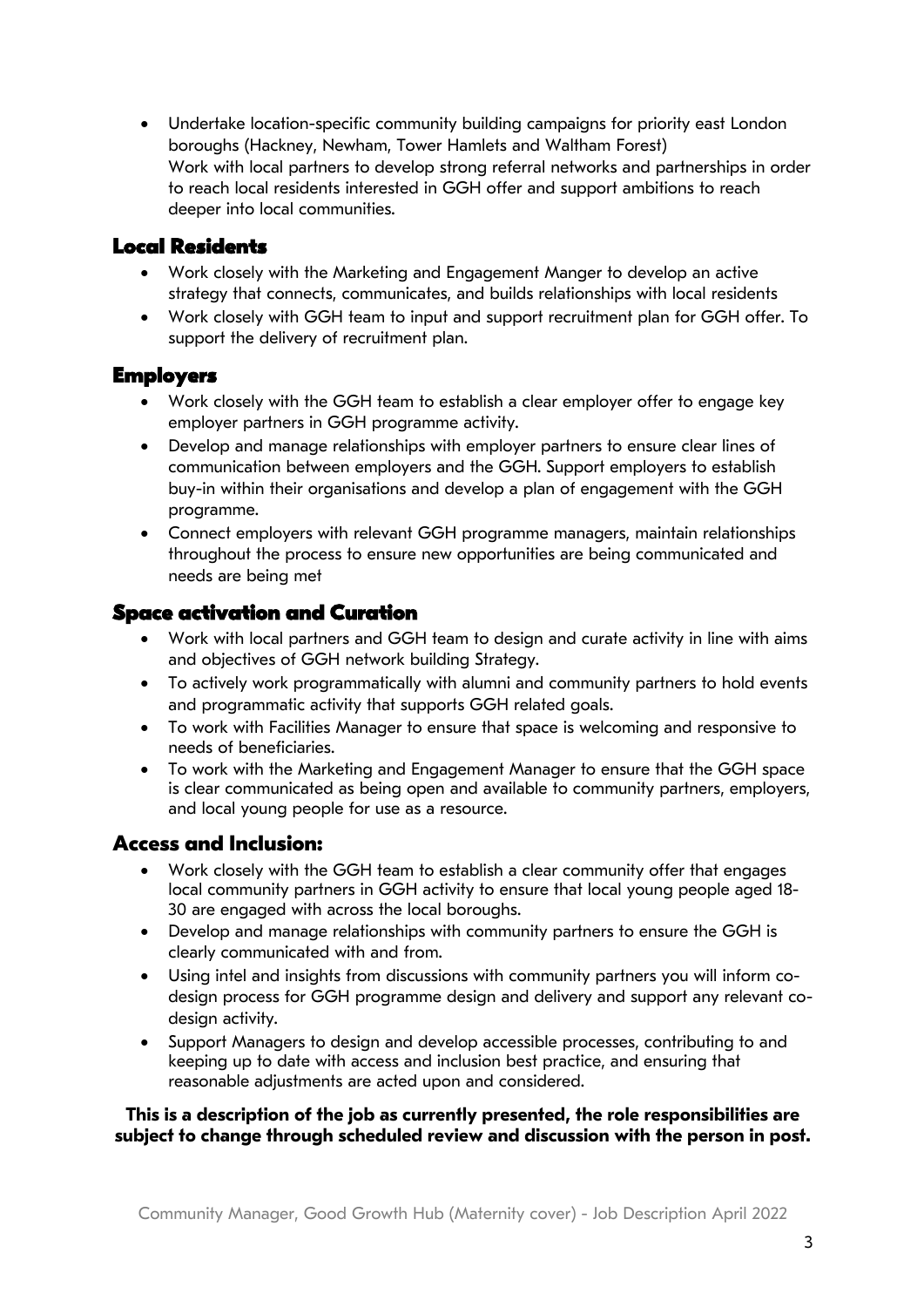- Undertake location-specific community building campaigns for priority east London boroughs (Hackney, Newham, Tower Hamlets and Waltham Forest)
  Work with local partners to develop strong referral networks and partnerships in order to reach local residents interested in GGH offer and support ambitions to reach deeper into local communities.

## Local Residents

- Work closely with the Marketing and Engagement Manger to develop an active strategy that connects, communicates, and builds relationships with local residents
- Work closely with GGH team to input and support recruitment plan for GGH offer. To support the delivery of recruitment plan.

## Employers

- Work closely with the GGH team to establish a clear employer offer to engage key employer partners in GGH programme activity.
- Develop and manage relationships with employer partners to ensure clear lines of communication between employers and the GGH. Support employers to establish buy-in within their organisations and develop a plan of engagement with the GGH programme.
- Connect employers with relevant GGH programme managers, maintain relationships throughout the process to ensure new opportunities are being communicated and needs are being met

## Space activation and Curation

- Work with local partners and GGH team to design and curate activity in line with aims and objectives of GGH network building Strategy.
- To actively work programmatically with alumni and community partners to hold events and programmatic activity that supports GGH related goals.
- To work with Facilities Manager to ensure that space is welcoming and responsive to needs of beneficiaries.
- To work with the Marketing and Engagement Manager to ensure that the GGH space is clear communicated as being open and available to community partners, employers, and local young people for use as a resource.

## Access and Inclusion:

- Work closely with the GGH team to establish a clear community offer that engages local community partners in GGH activity to ensure that local young people aged 18-30 are engaged with across the local boroughs.
- Develop and manage relationships with community partners to ensure the GGH is clearly communicated with and from.
- Using intel and insights from discussions with community partners you will inform co-design process for GGH programme design and delivery and support any relevant co-design activity.
- Support Managers to design and develop accessible processes, contributing to and keeping up to date with access and inclusion best practice, and ensuring that reasonable adjustments are acted upon and considered.

**This is a description of the job as currently presented, the role responsibilities are subject to change through scheduled review and discussion with the person in post.**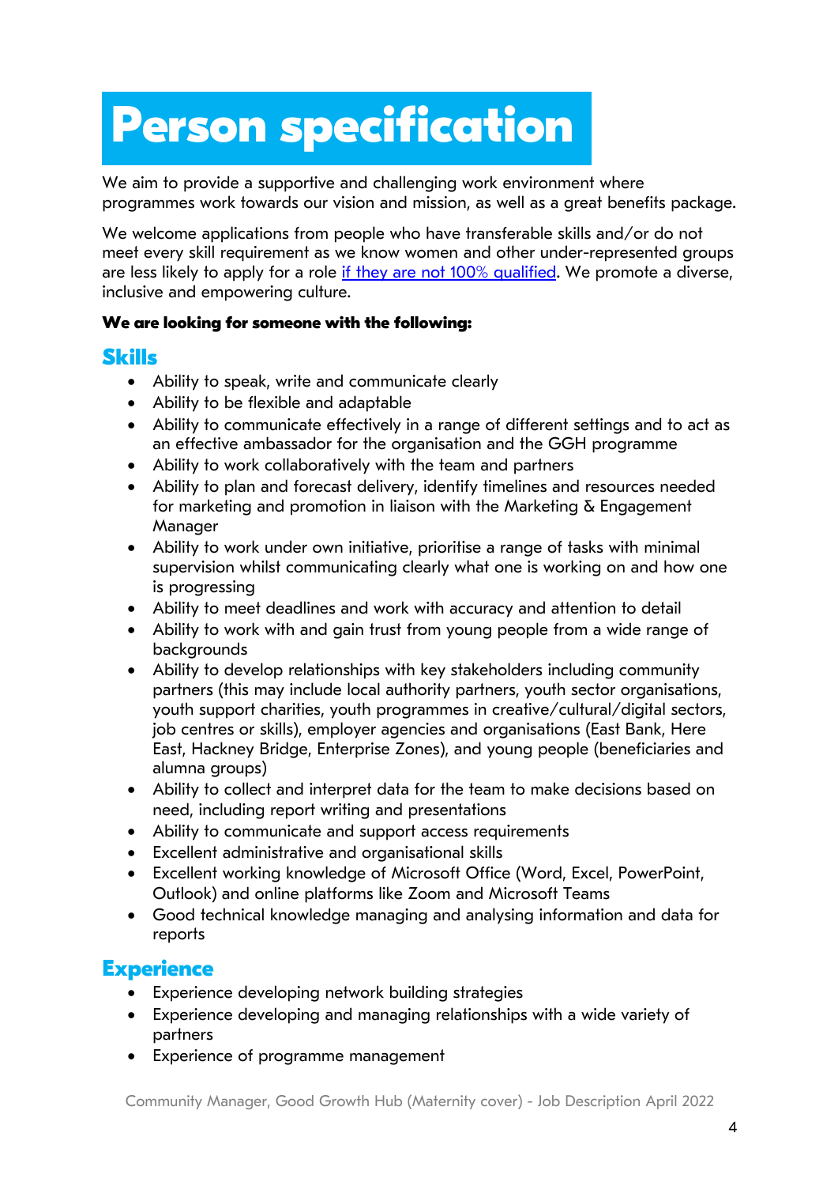# Person specification

We aim to provide a supportive and challenging work environment where programmes work towards our vision and mission, as well as a great benefits package.

We welcome applications from people who have transferable skills and/or do not meet every skill requirement as we know women and other under-represented groups are less likely to apply for a role [if they are not 100% qualified](). We promote a diverse, inclusive and empowering culture.

**We are looking for someone with the following:**

## Skills

- Ability to speak, write and communicate clearly
- Ability to be flexible and adaptable
- Ability to communicate effectively in a range of different settings and to act as an effective ambassador for the organisation and the GGH programme
- Ability to work collaboratively with the team and partners
- Ability to plan and forecast delivery, identify timelines and resources needed for marketing and promotion in liaison with the Marketing & Engagement Manager
- Ability to work under own initiative, prioritise a range of tasks with minimal supervision whilst communicating clearly what one is working on and how one is progressing
- Ability to meet deadlines and work with accuracy and attention to detail
- Ability to work with and gain trust from young people from a wide range of backgrounds
- Ability to develop relationships with key stakeholders including community partners (this may include local authority partners, youth sector organisations, youth support charities, youth programmes in creative/cultural/digital sectors, job centres or skills), employer agencies and organisations (East Bank, Here East, Hackney Bridge, Enterprise Zones), and young people (beneficiaries and alumna groups)
- Ability to collect and interpret data for the team to make decisions based on need, including report writing and presentations
- Ability to communicate and support access requirements
- Excellent administrative and organisational skills
- Excellent working knowledge of Microsoft Office (Word, Excel, PowerPoint, Outlook) and online platforms like Zoom and Microsoft Teams
- Good technical knowledge managing and analysing information and data for reports

## Experience

- Experience developing network building strategies
- Experience developing and managing relationships with a wide variety of partners
- Experience of programme management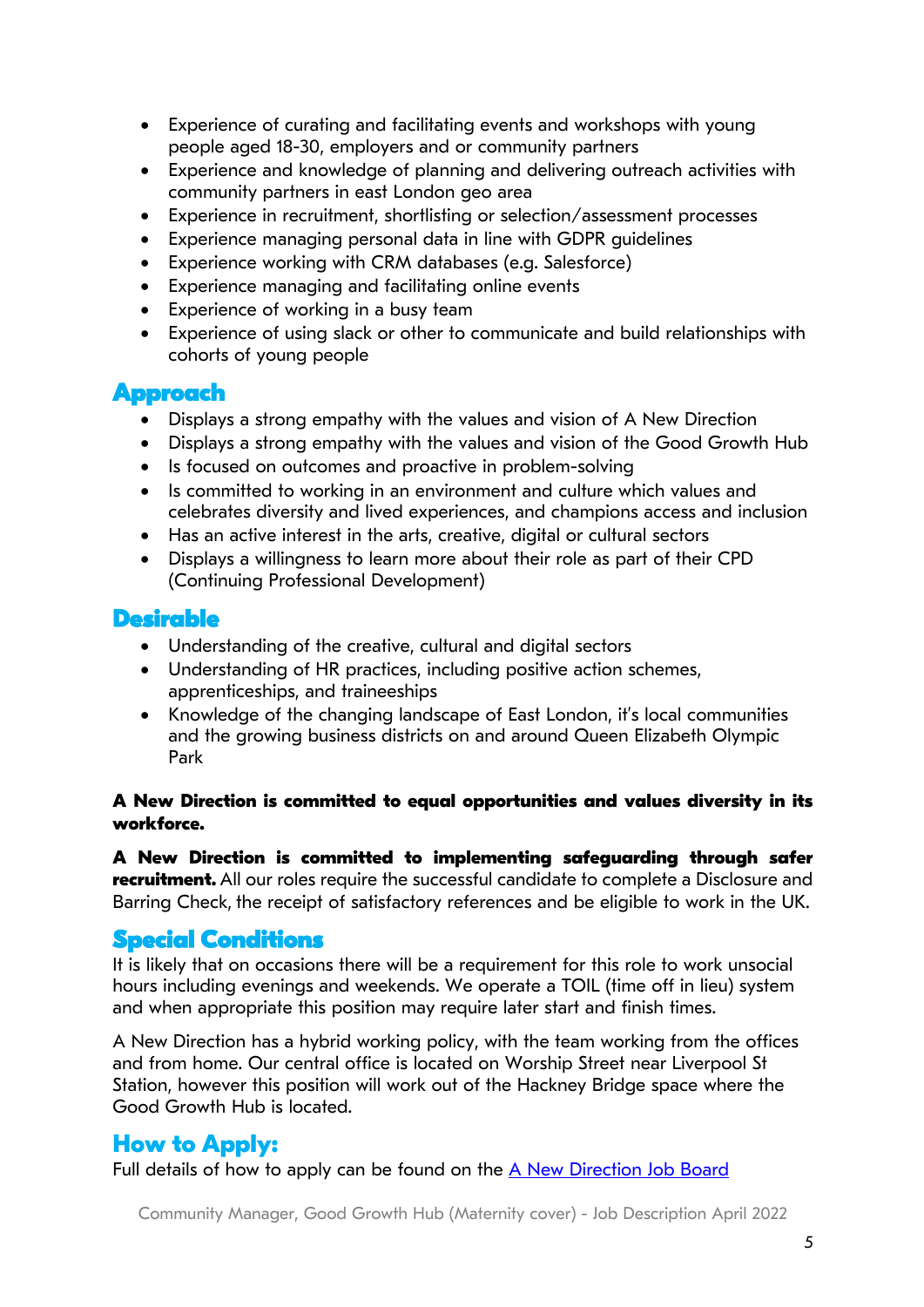- Experience of curating and facilitating events and workshops with young people aged 18-30, employers and or community partners
- Experience and knowledge of planning and delivering outreach activities with community partners in east London geo area
- Experience in recruitment, shortlisting or selection/assessment processes
- Experience managing personal data in line with GDPR guidelines
- Experience working with CRM databases (e.g. Salesforce)
- Experience managing and facilitating online events
- Experience of working in a busy team
- Experience of using slack or other to communicate and build relationships with cohorts of young people

## Approach

- Displays a strong empathy with the values and vision of A New Direction
- Displays a strong empathy with the values and vision of the Good Growth Hub
- Is focused on outcomes and proactive in problem-solving
- Is committed to working in an environment and culture which values and celebrates diversity and lived experiences, and champions access and inclusion
- Has an active interest in the arts, creative, digital or cultural sectors
- Displays a willingness to learn more about their role as part of their CPD (Continuing Professional Development)

## Desirable

- Understanding of the creative, cultural and digital sectors
- Understanding of HR practices, including positive action schemes, apprenticeships, and traineeships
- Knowledge of the changing landscape of East London, it's local communities and the growing business districts on and around Queen Elizabeth Olympic Park

**A New Direction is committed to equal opportunities and values diversity in its workforce.**

**A New Direction is committed to implementing safeguarding through safer recruitment.** All our roles require the successful candidate to complete a Disclosure and Barring Check, the receipt of satisfactory references and be eligible to work in the UK.

## Special Conditions

It is likely that on occasions there will be a requirement for this role to work unsocial hours including evenings and weekends. We operate a TOIL (time off in lieu) system and when appropriate this position may require later start and finish times.

A New Direction has a hybrid working policy, with the team working from the offices and from home. Our central office is located on Worship Street near Liverpool St Station, however this position will work out of the Hackney Bridge space where the Good Growth Hub is located.

## How to Apply:

Full details of how to apply can be found on the A New Direction Job Board